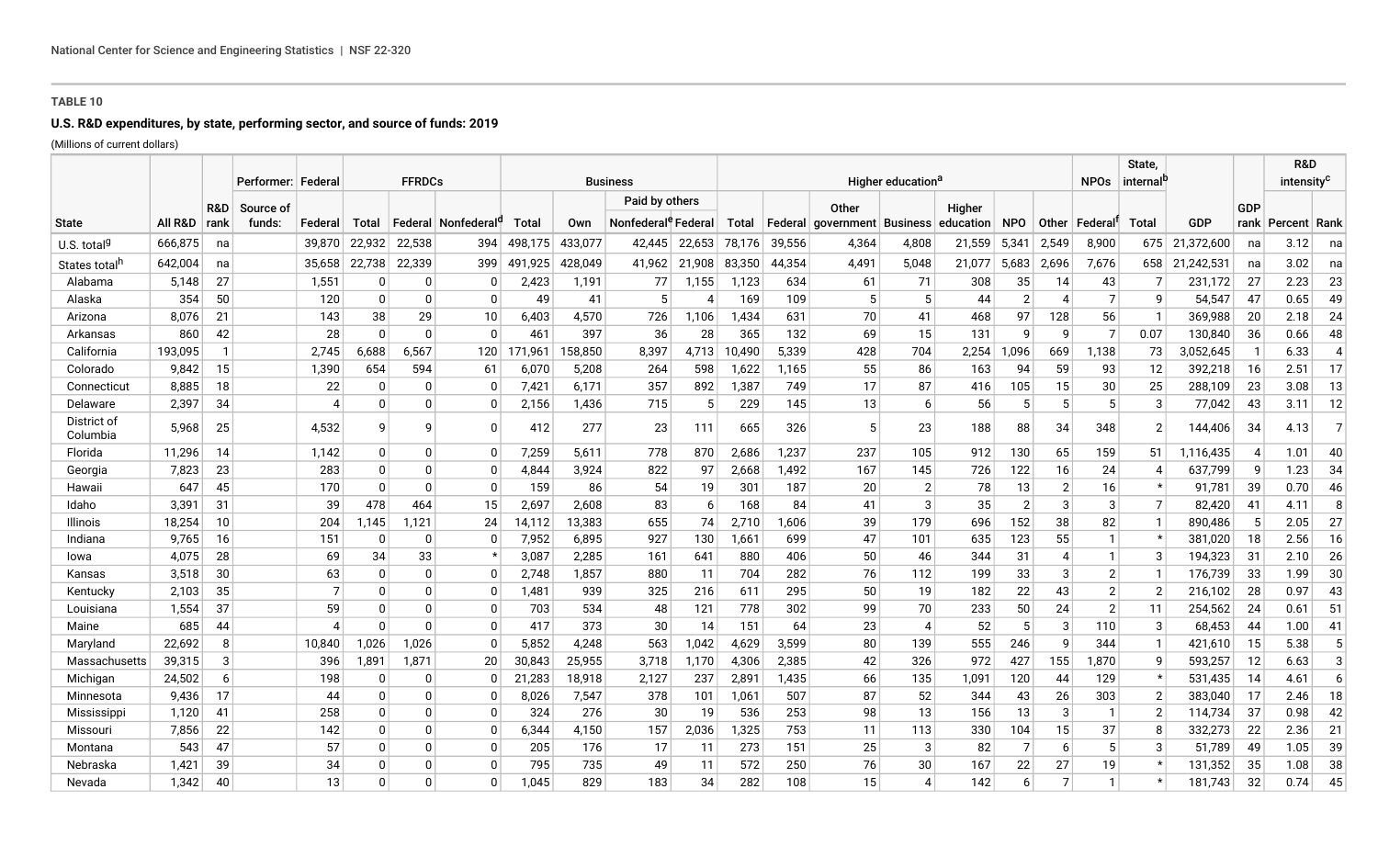**TABLE 10**

**U.S. R&D expenditures, by state, performing sector, and source of funds: 2019**

(Millions of current dollars)

| | | | Performer: | Federal | FFRDCs | | | Business | | | | Higher education[a] | | | | | | | NPOs | State, internal[b] | | | R&D intensity[c] | |
|---|---|---|---|---|---|---|---|---|---|---|---|---|---|---|---|---|---|---|---|---|---|---|---|---|
| | | | | | | | | | | Paid by others | | | | | | | | | | | | | | |
| State | All R&D | R&D rank | Source of funds: | Federal | Total | Federal | Nonfederal[d] | Total | Own | Nonfederal[e] | Federal | Total | Federal | Other government | Business | Higher education | NPO | Other | Federal[f] | Total | GDP | GDP rank | Percent | Rank |
| U.S. total[g] | 666,875 | na | | 39,870 | 22,932 | 22,538 | 394 | 498,175 | 433,077 | 42,445 | 22,653 | 78,176 | 39,556 | 4,364 | 4,808 | 21,559 | 5,341 | 2,549 | 8,900 | 675 | 21,372,600 | na | 3.12 | na |
| States total[h] | 642,004 | na | | 35,658 | 22,738 | 22,339 | 399 | 491,925 | 428,049 | 41,962 | 21,908 | 83,350 | 44,354 | 4,491 | 5,048 | 21,077 | 5,683 | 2,696 | 7,676 | 658 | 21,242,531 | na | 3.02 | na |
| Alabama | 5,148 | 27 | | 1,551 | 0 | 0 | 0 | 2,423 | 1,191 | 77 | 1,155 | 1,123 | 634 | 61 | 71 | 308 | 35 | 14 | 43 | 7 | 231,172 | 27 | 2.23 | 23 |
| Alaska | 354 | 50 | | 120 | 0 | 0 | 0 | 49 | 41 | 5 | 4 | 169 | 109 | 5 | 5 | 44 | 2 | 4 | 7 | 9 | 54,547 | 47 | 0.65 | 49 |
| Arizona | 8,076 | 21 | | 143 | 38 | 29 | 10 | 6,403 | 4,570 | 726 | 1,106 | 1,434 | 631 | 70 | 41 | 468 | 97 | 128 | 56 | 1 | 369,988 | 20 | 2.18 | 24 |
| Arkansas | 860 | 42 | | 28 | 0 | 0 | 0 | 461 | 397 | 36 | 28 | 365 | 132 | 69 | 15 | 131 | 9 | 9 | 7 | 0.07 | 130,840 | 36 | 0.66 | 48 |
| California | 193,095 | 1 | | 2,745 | 6,688 | 6,567 | 120 | 171,961 | 158,850 | 8,397 | 4,713 | 10,490 | 5,339 | 428 | 704 | 2,254 | 1,096 | 669 | 1,138 | 73 | 3,052,645 | 1 | 6.33 | 4 |
| Colorado | 9,842 | 15 | | 1,390 | 654 | 594 | 61 | 6,070 | 5,208 | 264 | 598 | 1,622 | 1,165 | 55 | 86 | 163 | 94 | 59 | 93 | 12 | 392,218 | 16 | 2.51 | 17 |
| Connecticut | 8,885 | 18 | | 22 | 0 | 0 | 0 | 7,421 | 6,171 | 357 | 892 | 1,387 | 749 | 17 | 87 | 416 | 105 | 15 | 30 | 25 | 288,109 | 23 | 3.08 | 13 |
| Delaware | 2,397 | 34 | | 4 | 0 | 0 | 0 | 2,156 | 1,436 | 715 | 5 | 229 | 145 | 13 | 6 | 56 | 5 | 5 | 5 | 3 | 77,042 | 43 | 3.11 | 12 |
| District of Columbia | 5,968 | 25 | | 4,532 | 9 | 9 | 0 | 412 | 277 | 23 | 111 | 665 | 326 | 5 | 23 | 188 | 88 | 34 | 348 | 2 | 144,406 | 34 | 4.13 | 7 |
| Florida | 11,296 | 14 | | 1,142 | 0 | 0 | 0 | 7,259 | 5,611 | 778 | 870 | 2,686 | 1,237 | 237 | 105 | 912 | 130 | 65 | 159 | 51 | 1,116,435 | 4 | 1.01 | 40 |
| Georgia | 7,823 | 23 | | 283 | 0 | 0 | 0 | 4,844 | 3,924 | 822 | 97 | 2,668 | 1,492 | 167 | 145 | 726 | 122 | 16 | 24 | 4 | 637,799 | 9 | 1.23 | 34 |
| Hawaii | 647 | 45 | | 170 | 0 | 0 | 0 | 159 | 86 | 54 | 19 | 301 | 187 | 20 | 2 | 78 | 13 | 2 | 16 | * | 91,781 | 39 | 0.70 | 46 |
| Idaho | 3,391 | 31 | | 39 | 478 | 464 | 15 | 2,697 | 2,608 | 83 | 6 | 168 | 84 | 41 | 3 | 35 | 2 | 3 | 3 | 7 | 82,420 | 41 | 4.11 | 8 |
| Illinois | 18,254 | 10 | | 204 | 1,145 | 1,121 | 24 | 14,112 | 13,383 | 655 | 74 | 2,710 | 1,606 | 39 | 179 | 696 | 152 | 38 | 82 | 1 | 890,486 | 5 | 2.05 | 27 |
| Indiana | 9,765 | 16 | | 151 | 0 | 0 | 0 | 7,952 | 6,895 | 927 | 130 | 1,661 | 699 | 47 | 101 | 635 | 123 | 55 | 1 | * | 381,020 | 18 | 2.56 | 16 |
| Iowa | 4,075 | 28 | | 69 | 34 | 33 | * | 3,087 | 2,285 | 161 | 641 | 880 | 406 | 50 | 46 | 344 | 31 | 4 | 1 | 3 | 194,323 | 31 | 2.10 | 26 |
| Kansas | 3,518 | 30 | | 63 | 0 | 0 | 0 | 2,748 | 1,857 | 880 | 11 | 704 | 282 | 76 | 112 | 199 | 33 | 3 | 2 | 1 | 176,739 | 33 | 1.99 | 30 |
| Kentucky | 2,103 | 35 | | 7 | 0 | 0 | 0 | 1,481 | 939 | 325 | 216 | 611 | 295 | 50 | 19 | 182 | 22 | 43 | 2 | 2 | 216,102 | 28 | 0.97 | 43 |
| Louisiana | 1,554 | 37 | | 59 | 0 | 0 | 0 | 703 | 534 | 48 | 121 | 778 | 302 | 99 | 70 | 233 | 50 | 24 | 2 | 11 | 254,562 | 24 | 0.61 | 51 |
| Maine | 685 | 44 | | 4 | 0 | 0 | 0 | 417 | 373 | 30 | 14 | 151 | 64 | 23 | 4 | 52 | 5 | 3 | 110 | 3 | 68,453 | 44 | 1.00 | 41 |
| Maryland | 22,692 | 8 | | 10,840 | 1,026 | 1,026 | 0 | 5,852 | 4,248 | 563 | 1,042 | 4,629 | 3,599 | 80 | 139 | 555 | 246 | 9 | 344 | 1 | 421,610 | 15 | 5.38 | 5 |
| Massachusetts | 39,315 | 3 | | 396 | 1,891 | 1,871 | 20 | 30,843 | 25,955 | 3,718 | 1,170 | 4,306 | 2,385 | 42 | 326 | 972 | 427 | 155 | 1,870 | 9 | 593,257 | 12 | 6.63 | 3 |
| Michigan | 24,502 | 6 | | 198 | 0 | 0 | 0 | 21,283 | 18,918 | 2,127 | 237 | 2,891 | 1,435 | 66 | 135 | 1,091 | 120 | 44 | 129 | * | 531,435 | 14 | 4.61 | 6 |
| Minnesota | 9,436 | 17 | | 44 | 0 | 0 | 0 | 8,026 | 7,547 | 378 | 101 | 1,061 | 507 | 87 | 52 | 344 | 43 | 26 | 303 | 2 | 383,040 | 17 | 2.46 | 18 |
| Mississippi | 1,120 | 41 | | 258 | 0 | 0 | 0 | 324 | 276 | 30 | 19 | 536 | 253 | 98 | 13 | 156 | 13 | 3 | 1 | 2 | 114,734 | 37 | 0.98 | 42 |
| Missouri | 7,856 | 22 | | 142 | 0 | 0 | 0 | 6,344 | 4,150 | 157 | 2,036 | 1,325 | 753 | 11 | 113 | 330 | 104 | 15 | 37 | 8 | 332,273 | 22 | 2.36 | 21 |
| Montana | 543 | 47 | | 57 | 0 | 0 | 0 | 205 | 176 | 17 | 11 | 273 | 151 | 25 | 3 | 82 | 7 | 6 | 5 | 3 | 51,789 | 49 | 1.05 | 39 |
| Nebraska | 1,421 | 39 | | 34 | 0 | 0 | 0 | 795 | 735 | 49 | 11 | 572 | 250 | 76 | 30 | 167 | 22 | 27 | 19 | * | 131,352 | 35 | 1.08 | 38 |
| Nevada | 1,342 | 40 | | 13 | 0 | 0 | 0 | 1,045 | 829 | 183 | 34 | 282 | 108 | 15 | 4 | 142 | 6 | 7 | 1 | * | 181,743 | 32 | 0.74 | 45 |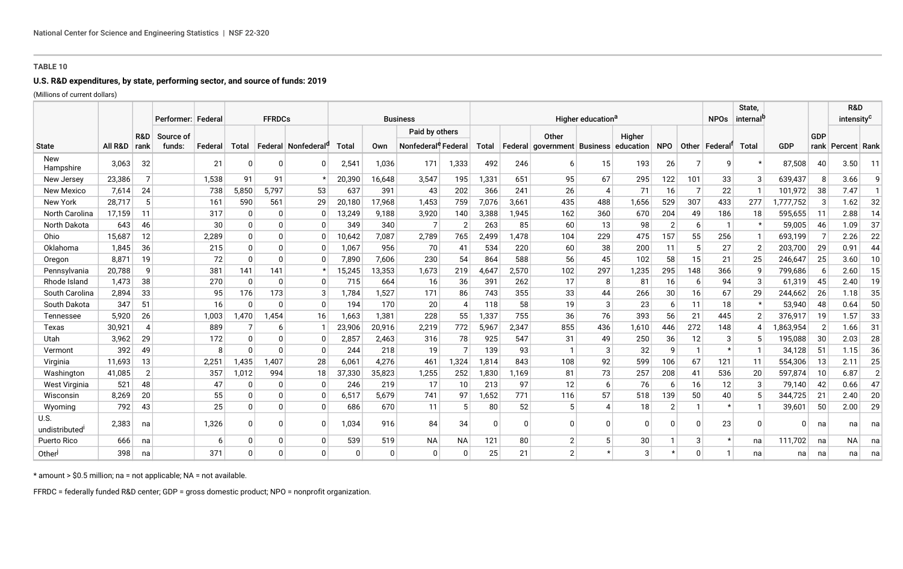**TABLE 10**

**U.S. R&D expenditures, by state, performing sector, and source of funds: 2019**

(Millions of current dollars)

| | | | Performer: | Federal | FFRDCs | | | Business | | | | Higher education[a] | | | | | | | NPOs | State, internal[b] | | | R&D intensity[c] | |
|---|---|---|---|---|---|---|---|---|---|---|---|---|---|---|---|---|---|---|---|---|---|---|---|---|
| | | | | | | | | | | Paid by others | | | | | | | | | | | | | | |
| State | All R&D | R&D rank | Source of funds: | Federal | Total | Federal | Nonfederal[d] | Total | Own | Nonfederal[e] | Federal | Total | Federal | Other government | Business | Higher education | NPO | Other | Federal[f] | Total | GDP | GDP rank | Percent | Rank |
| New Hampshire | 3,063 | 32 | | 21 | 0 | 0 | 0 | 2,541 | 1,036 | 171 | 1,333 | 492 | 246 | 6 | 15 | 193 | 26 | 7 | 9 | * | 87,508 | 40 | 3.50 | 11 |
| New Jersey | 23,386 | 7 | | 1,538 | 91 | 91 | * | 20,390 | 16,648 | 3,547 | 195 | 1,331 | 651 | 95 | 67 | 295 | 122 | 101 | 33 | 3 | 639,437 | 8 | 3.66 | 9 |
| New Mexico | 7,614 | 24 | | 738 | 5,850 | 5,797 | 53 | 637 | 391 | 43 | 202 | 366 | 241 | 26 | 4 | 71 | 16 | 7 | 22 | 1 | 101,972 | 38 | 7.47 | 1 |
| New York | 28,717 | 5 | | 161 | 590 | 561 | 29 | 20,180 | 17,968 | 1,453 | 759 | 7,076 | 3,661 | 435 | 488 | 1,656 | 529 | 307 | 433 | 277 | 1,777,752 | 3 | 1.62 | 32 |
| North Carolina | 17,159 | 11 | | 317 | 0 | 0 | 0 | 13,249 | 9,188 | 3,920 | 140 | 3,388 | 1,945 | 162 | 360 | 670 | 204 | 49 | 186 | 18 | 595,655 | 11 | 2.88 | 14 |
| North Dakota | 643 | 46 | | 30 | 0 | 0 | 0 | 349 | 340 | 7 | 2 | 263 | 85 | 60 | 13 | 98 | 2 | 6 | 1 | * | 59,005 | 46 | 1.09 | 37 |
| Ohio | 15,687 | 12 | | 2,289 | 0 | 0 | 0 | 10,642 | 7,087 | 2,789 | 765 | 2,499 | 1,478 | 104 | 229 | 475 | 157 | 55 | 256 | 1 | 693,199 | 7 | 2.26 | 22 |
| Oklahoma | 1,845 | 36 | | 215 | 0 | 0 | 0 | 1,067 | 956 | 70 | 41 | 534 | 220 | 60 | 38 | 200 | 11 | 5 | 27 | 2 | 203,700 | 29 | 0.91 | 44 |
| Oregon | 8,871 | 19 | | 72 | 0 | 0 | 0 | 7,890 | 7,606 | 230 | 54 | 864 | 588 | 56 | 45 | 102 | 58 | 15 | 21 | 25 | 246,647 | 25 | 3.60 | 10 |
| Pennsylvania | 20,788 | 9 | | 381 | 141 | 141 | * | 15,245 | 13,353 | 1,673 | 219 | 4,647 | 2,570 | 102 | 297 | 1,235 | 295 | 148 | 366 | 9 | 799,686 | 6 | 2.60 | 15 |
| Rhode Island | 1,473 | 38 | | 270 | 0 | 0 | 0 | 715 | 664 | 16 | 36 | 391 | 262 | 17 | 8 | 81 | 16 | 6 | 94 | 3 | 61,319 | 45 | 2.40 | 19 |
| South Carolina | 2,894 | 33 | | 95 | 176 | 173 | 3 | 1,784 | 1,527 | 171 | 86 | 743 | 355 | 33 | 44 | 266 | 30 | 16 | 67 | 29 | 244,662 | 26 | 1.18 | 35 |
| South Dakota | 347 | 51 | | 16 | 0 | 0 | 0 | 194 | 170 | 20 | 4 | 118 | 58 | 19 | 3 | 23 | 6 | 11 | 18 | * | 53,940 | 48 | 0.64 | 50 |
| Tennessee | 5,920 | 26 | | 1,003 | 1,470 | 1,454 | 16 | 1,663 | 1,381 | 228 | 55 | 1,337 | 755 | 36 | 76 | 393 | 56 | 21 | 445 | 2 | 376,917 | 19 | 1.57 | 33 |
| Texas | 30,921 | 4 | | 889 | 7 | 6 | 1 | 23,906 | 20,916 | 2,219 | 772 | 5,967 | 2,347 | 855 | 436 | 1,610 | 446 | 272 | 148 | 4 | 1,863,954 | 2 | 1.66 | 31 |
| Utah | 3,962 | 29 | | 172 | 0 | 0 | 0 | 2,857 | 2,463 | 316 | 78 | 925 | 547 | 31 | 49 | 250 | 36 | 12 | 3 | 5 | 195,088 | 30 | 2.03 | 28 |
| Vermont | 392 | 49 | | 8 | 0 | 0 | 0 | 244 | 218 | 19 | 7 | 139 | 93 | 1 | 3 | 32 | 9 | 1 | * | 1 | 34,128 | 51 | 1.15 | 36 |
| Virginia | 11,693 | 13 | | 2,251 | 1,435 | 1,407 | 28 | 6,061 | 4,276 | 461 | 1,324 | 1,814 | 843 | 108 | 92 | 599 | 106 | 67 | 121 | 11 | 554,306 | 13 | 2.11 | 25 |
| Washington | 41,085 | 2 | | 357 | 1,012 | 994 | 18 | 37,330 | 35,823 | 1,255 | 252 | 1,830 | 1,169 | 81 | 73 | 257 | 208 | 41 | 536 | 20 | 597,874 | 10 | 6.87 | 2 |
| West Virginia | 521 | 48 | | 47 | 0 | 0 | 0 | 246 | 219 | 17 | 10 | 213 | 97 | 12 | 6 | 76 | 6 | 16 | 12 | 3 | 79,140 | 42 | 0.66 | 47 |
| Wisconsin | 8,269 | 20 | | 55 | 0 | 0 | 0 | 6,517 | 5,679 | 741 | 97 | 1,652 | 771 | 116 | 57 | 518 | 139 | 50 | 40 | 5 | 344,725 | 21 | 2.40 | 20 |
| Wyoming | 792 | 43 | | 25 | 0 | 0 | 0 | 686 | 670 | 11 | 5 | 80 | 52 | 5 | 4 | 18 | 2 | 1 | * | 1 | 39,601 | 50 | 2.00 | 29 |
| U.S. undistributed[i] | 2,383 | na | | 1,326 | 0 | 0 | 0 | 1,034 | 916 | 84 | 34 | 0 | 0 | 0 | 0 | 0 | 0 | 0 | 23 | 0 | 0 | na | na | na |
| Puerto Rico | 666 | na | | 6 | 0 | 0 | 0 | 539 | 519 | NA | NA | 121 | 80 | 2 | 5 | 30 | 1 | 3 | * | na | 111,702 | na | NA | na |
| Other[j] | 398 | na | | 371 | 0 | 0 | 0 | 0 | 0 | 0 | 0 | 25 | 21 | 2 | * | 3 | * | 0 | 1 | na | na | na | na | na |

\* amount > $0.5 million; na = not applicable; NA = not available.

FFRDC = federally funded R&D center; GDP = gross domestic product; NPO = nonprofit organization.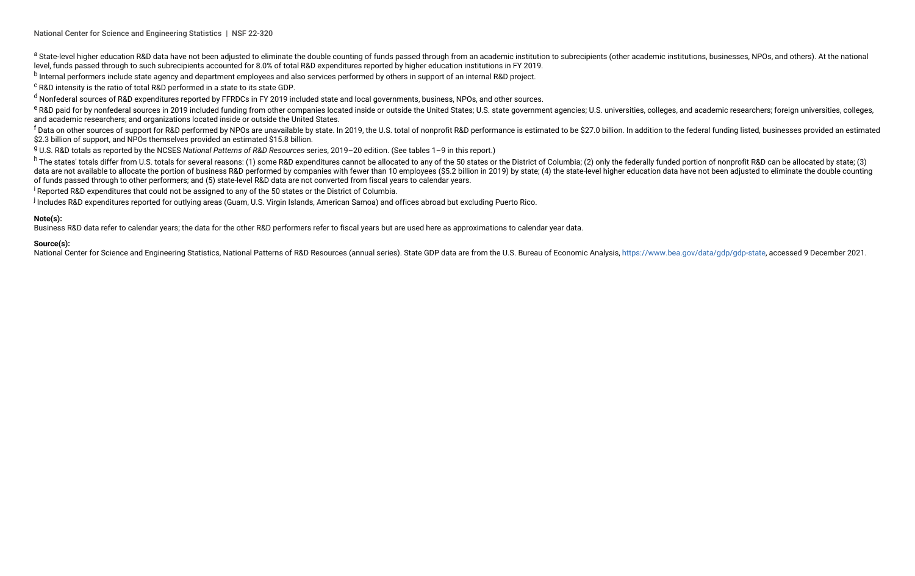[a] State-level higher education R&D data have not been adjusted to eliminate the double counting of funds passed through from an academic institution to subrecipients (other academic institutions, businesses, NPOs, and others). At the national level, funds passed through to such subrecipients accounted for 8.0% of total R&D expenditures reported by higher education institutions in FY 2019.

[b] Internal performers include state agency and department employees and also services performed by others in support of an internal R&D project.

[c] R&D intensity is the ratio of total R&D performed in a state to its state GDP.

[d] Nonfederal sources of R&D expenditures reported by FFRDCs in FY 2019 included state and local governments, business, NPOs, and other sources.

[e] R&D paid for by nonfederal sources in 2019 included funding from other companies located inside or outside the United States; U.S. state government agencies; U.S. universities, colleges, and academic researchers; foreign universities, colleges, and academic researchers; and organizations located inside or outside the United States.

[f] Data on other sources of support for R&D performed by NPOs are unavailable by state. In 2019, the U.S. total of nonprofit R&D performance is estimated to be $27.0 billion. In addition to the federal funding listed, businesses provided an estimated $2.3 billion of support, and NPOs themselves provided an estimated $15.8 billion.

[g] U.S. R&D totals as reported by the NCSES *National Patterns of R&D Resources* series, 2019–20 edition. (See tables 1–9 in this report.)

[h] The states' totals differ from U.S. totals for several reasons: (1) some R&D expenditures cannot be allocated to any of the 50 states or the District of Columbia; (2) only the federally funded portion of nonprofit R&D can be allocated by state; (3) data are not available to allocate the portion of business R&D performed by companies with fewer than 10 employees ($5.2 billion in 2019) by state; (4) the state-level higher education data have not been adjusted to eliminate the double counting of funds passed through to other performers; and (5) state-level R&D data are not converted from fiscal years to calendar years.

[i] Reported R&D expenditures that could not be assigned to any of the 50 states or the District of Columbia.

[j] Includes R&D expenditures reported for outlying areas (Guam, U.S. Virgin Islands, American Samoa) and offices abroad but excluding Puerto Rico.

**Note(s):**

Business R&D data refer to calendar years; the data for the other R&D performers refer to fiscal years but are used here as approximations to calendar year data.

**Source(s):**

National Center for Science and Engineering Statistics, National Patterns of R&D Resources (annual series). State GDP data are from the U.S. Bureau of Economic Analysis, https://www.bea.gov/data/gdp/gdp-state, accessed 9 December 2021.